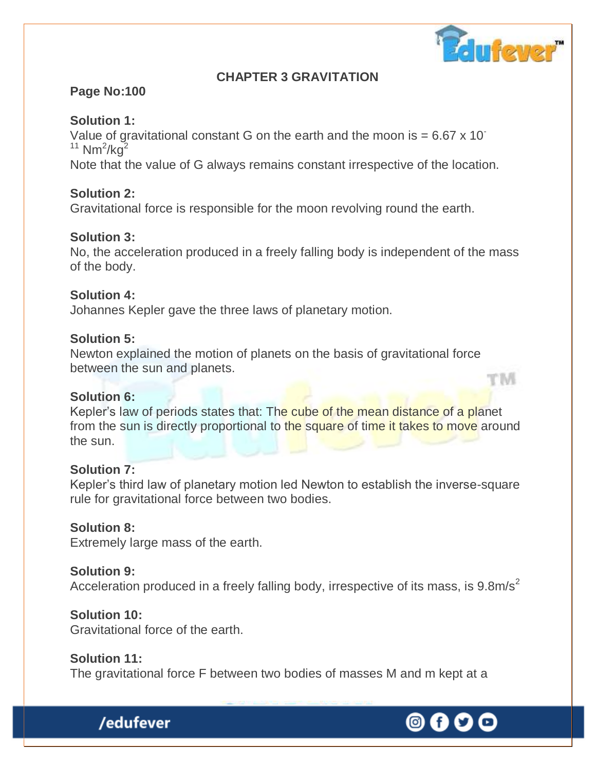# CHAPTER 3 GRAVITATION

**Page No:100**

**Solution 1:**
Value of gravitational constant G on the earth and the moon is = $6.67 \times 10^{-11}$ $Nm^2/kg^2$
Note that the value of G always remains constant irrespective of the location.

**Solution 2:**
Gravitational force is responsible for the moon revolving round the earth.

**Solution 3:**
No, the acceleration produced in a freely falling body is independent of the mass of the body.

**Solution 4:**
Johannes Kepler gave the three laws of planetary motion.

**Solution 5:**
Newton explained the motion of planets on the basis of gravitational force between the sun and planets.

**Solution 6:**
Kepler's law of periods states that: The cube of the mean distance of a planet from the sun is directly proportional to the square of time it takes to move around the sun.

**Solution 7:**
Kepler's third law of planetary motion led Newton to establish the inverse-square rule for gravitational force between two bodies.

**Solution 8:**
Extremely large mass of the earth.

**Solution 9:**
Acceleration produced in a freely falling body, irrespective of its mass, is $9.8 m/s^2$

**Solution 10:**
Gravitational force of the earth.

**Solution 11:**
The gravitational force F between two bodies of masses M and m kept at a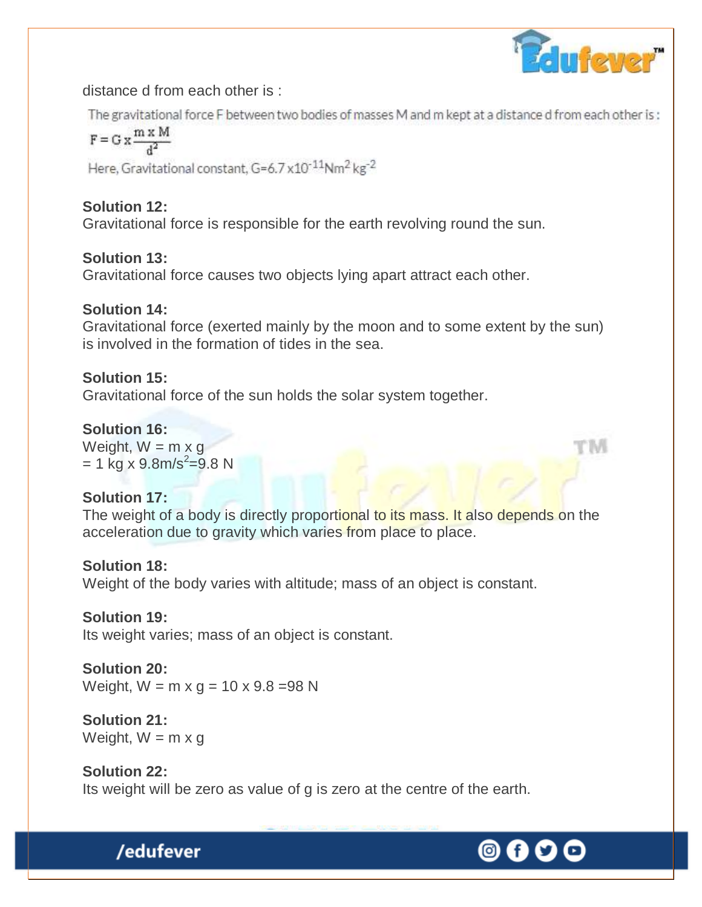distance d from each other is :

The gravitational force F between two bodies of masses M and m kept at a distance d from each other is:

$$F = G \times \frac{m \times M}{d^2}$$

Here, Gravitational constant, $G = 6.7 \times 10^{-11} Nm^2 kg^{-2}$

**Solution 12:**
Gravitational force is responsible for the earth revolving round the sun.

**Solution 13:**
Gravitational force causes two objects lying apart attract each other.

**Solution 14:**
Gravitational force (exerted mainly by the moon and to some extent by the sun) is involved in the formation of tides in the sea.

**Solution 15:**
Gravitational force of the sun holds the solar system together.

**Solution 16:**
Weight, $W = m \times g$
$= 1 \text{ kg} \times 9.8 m/s^2 = 9.8$ N

**Solution 17:**
The weight of a body is directly proportional to its mass. It also depends on the acceleration due to gravity which varies from place to place.

**Solution 18:**
Weight of the body varies with altitude; mass of an object is constant.

**Solution 19:**
Its weight varies; mass of an object is constant.

**Solution 20:**
Weight, $W = m \times g = 10 \times 9.8 = 98$ N

**Solution 21:**
Weight, $W = m \times g$

**Solution 22:**
Its weight will be zero as value of g is zero at the centre of the earth.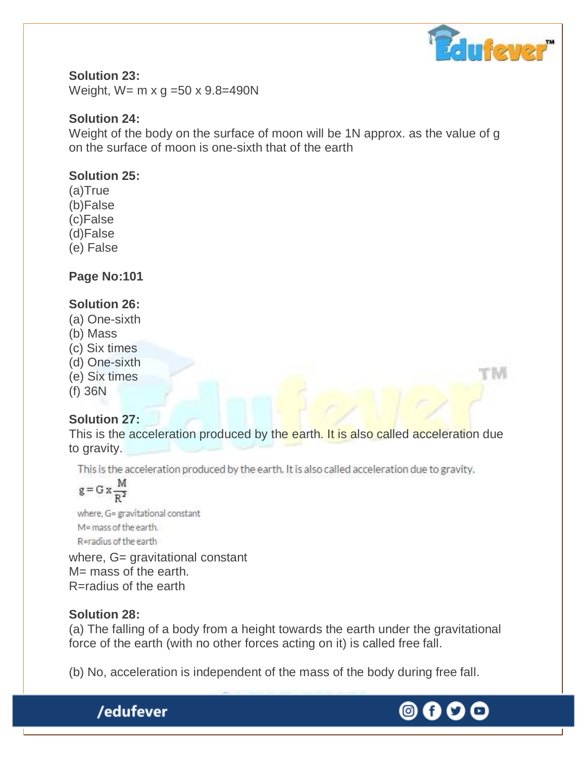**Solution 23:**
Weight, W= m x g =50 x 9.8=490N

**Solution 24:**
Weight of the body on the surface of moon will be 1N approx. as the value of g on the surface of moon is one-sixth that of the earth

**Solution 25:**
(a)True
(b)False
(c)False
(d)False
(e) False

**Page No:101**

**Solution 26:**
(a) One-sixth
(b) Mass
(c) Six times
(d) One-sixth
(e) Six times
(f) 36N

**Solution 27:**
This is the acceleration produced by the earth. It is also called acceleration due to gravity.

This is the acceleration produced by the earth. It is also called acceleration due to gravity.

$$g = G \times \frac{M}{R^2}$$

where, G= gravitational constant
M= mass of the earth.
R=radius of the earth

where, G= gravitational constant
M= mass of the earth.
R=radius of the earth

**Solution 28:**
(a) The falling of a body from a height towards the earth under the gravitational force of the earth (with no other forces acting on it) is called free fall.

(b) No, acceleration is independent of the mass of the body during free fall.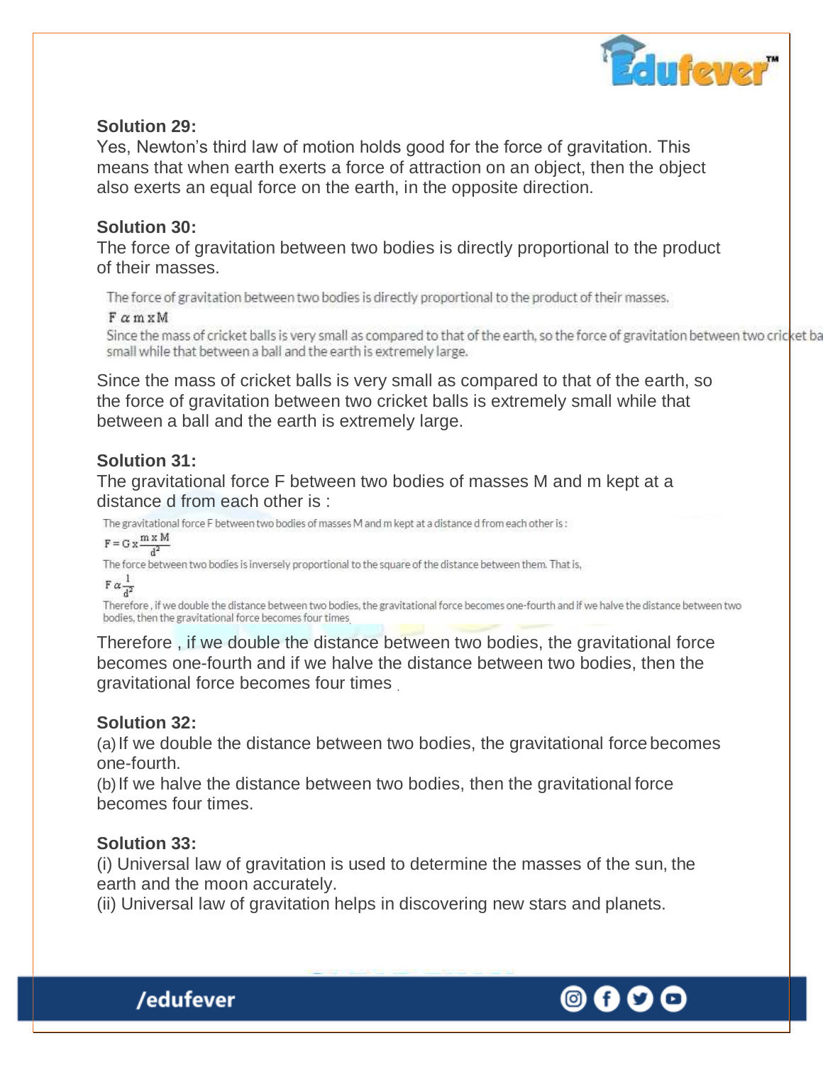**Solution 29:**

Yes, Newton's third law of motion holds good for the force of gravitation. This means that when earth exerts a force of attraction on an object, then the object also exerts an equal force on the earth, in the opposite direction.

**Solution 30:**

The force of gravitation between two bodies is directly proportional to the product of their masses.

The force of gravitation between two bodies is directly proportional to the product of their masses.

$$F \alpha m \times M$$

Since the mass of cricket balls is very small as compared to that of the earth, so the force of gravitation between two cricket ba small while that between a ball and the earth is extremely large.

Since the mass of cricket balls is very small as compared to that of the earth, so the force of gravitation between two cricket balls is extremely small while that between a ball and the earth is extremely large.

**Solution 31:**

The gravitational force F between two bodies of masses M and m kept at a distance d from each other is :

The gravitational force F between two bodies of masses M and m kept at a distance d from each other is :

$$F = G \times \frac{m \times M}{d^2}$$

The force between two bodies is inversely proportional to the square of the distance between them. That is,

$$F \alpha \frac{1}{d^2}$$

Therefore , if we double the distance between two bodies, the gravitational force becomes one-fourth and if we halve the distance between two bodies, then the gravitational force becomes four times.

Therefore , if we double the distance between two bodies, the gravitational force becomes one-fourth and if we halve the distance between two bodies, then the gravitational force becomes four times .

**Solution 32:**

(a) If we double the distance between two bodies, the gravitational force becomes one-fourth.

(b) If we halve the distance between two bodies, then the gravitational force becomes four times.

**Solution 33:**

(i) Universal law of gravitation is used to determine the masses of the sun, the earth and the moon accurately.

(ii) Universal law of gravitation helps in discovering new stars and planets.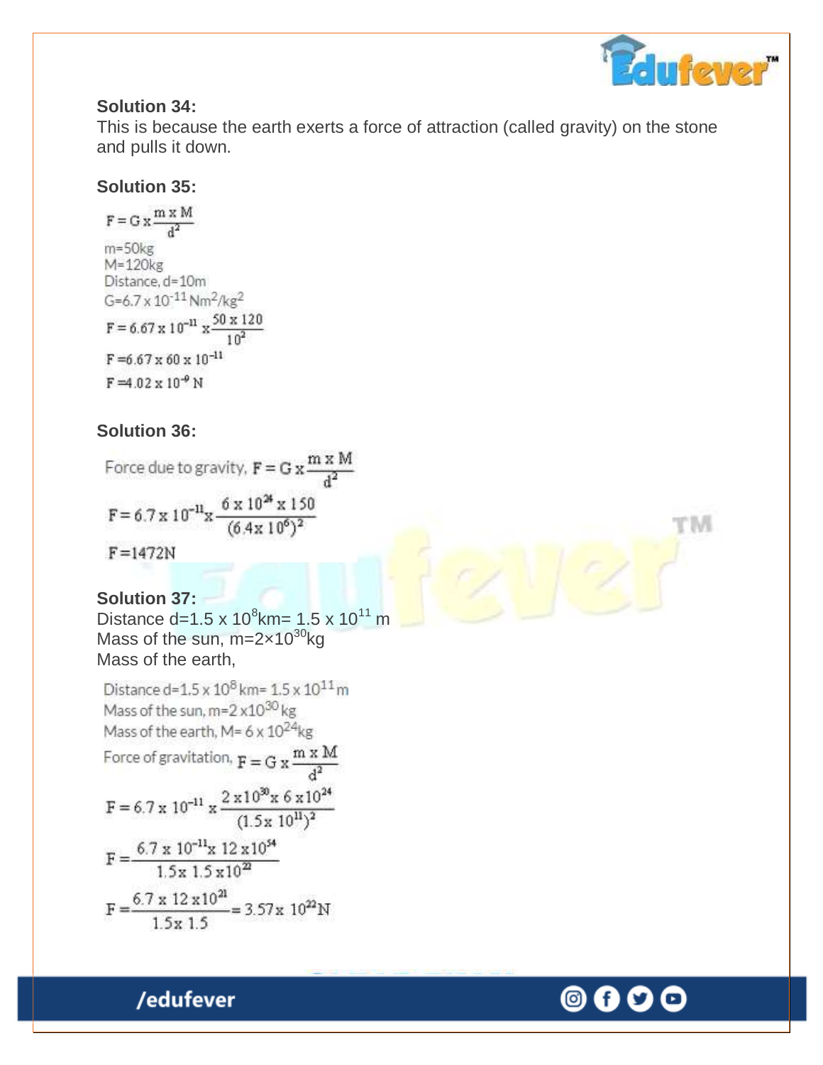**Solution 34:**
This is because the earth exerts a force of attraction (called gravity) on the stone and pulls it down.

**Solution 35:**

$$F = G \times \frac{m \times M}{d^2}$$

m=50kg
M=120kg
Distance, d=10m
$G = 6.7 \times 10^{-11}\ Nm^2/kg^2$

$$F = 6.67 \times 10^{-11} \times \frac{50 \times 120}{10^2}$$

$$F = 6.67 \times 60 \times 10^{-11}$$

$$F = 4.02 \times 10^{-9}\ N$$

**Solution 36:**

Force due to gravity, $F = G \times \frac{m \times M}{d^2}$

$$F = 6.7 \times 10^{-11} \times \frac{6 \times 10^{24} \times 150}{(6.4 \times 10^6)^2}$$

$$F = 1472N$$

**Solution 37:**
Distance $d = 1.5 \times 10^8$ km $= 1.5 \times 10^{11}$ m
Mass of the sun, $m = 2 \times 10^{30}$ kg
Mass of the earth,

Distance $d = 1.5 \times 10^8$ km $= 1.5 \times 10^{11}$ m
Mass of the sun, $m = 2 \times 10^{30}$ kg
Mass of the earth, $M = 6 \times 10^{24}$ kg
Force of gravitation, $F = G \times \frac{m \times M}{d^2}$

$$F = 6.7 \times 10^{-11} \times \frac{2 \times 10^{30} \times 6 \times 10^{24}}{(1.5 \times 10^{11})^2}$$

$$F = \frac{6.7 \times 10^{-11} \times 12 \times 10^{54}}{1.5 \times 1.5 \times 10^{22}}$$

$$F = \frac{6.7 \times 12 \times 10^{21}}{1.5 \times 1.5} = 3.57 \times 10^{22} N$$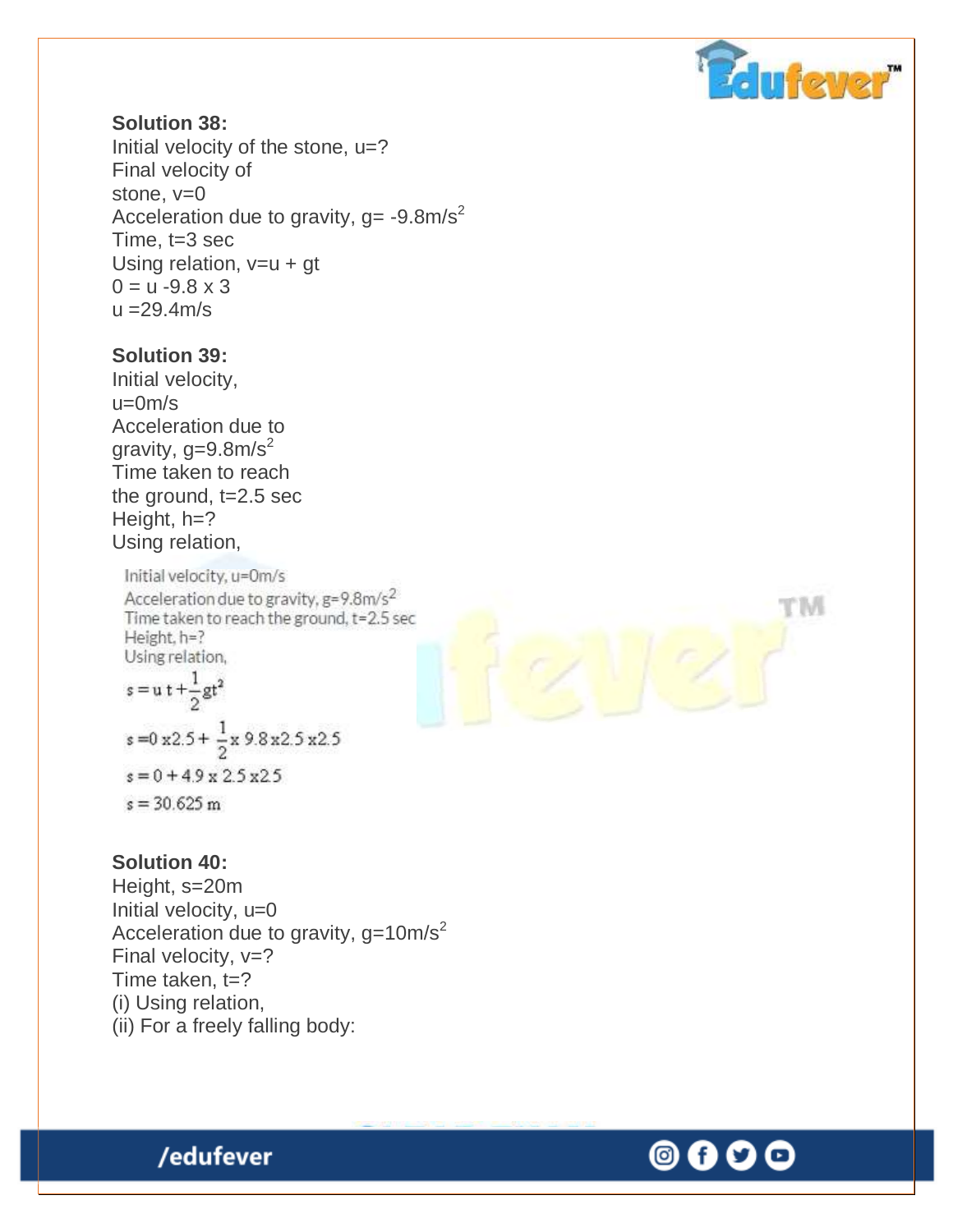**Solution 38:**

Initial velocity of the stone, u=?
Final velocity of stone, v=0
Acceleration due to gravity, g= -9.8m/s$^2$
Time, t=3 sec
Using relation, v=u + gt
0 = u -9.8 x 3
u =29.4m/s

**Solution 39:**

Initial velocity, u=0m/s
Acceleration due to gravity, g=9.8m/s$^2$
Time taken to reach the ground, t=2.5 sec
Height, h=?
Using relation,

Initial velocity, u=0m/s
Acceleration due to gravity, g=9.8m/s$^2$
Time taken to reach the ground, t=2.5 sec
Height, h=?
Using relation,

$$s = u\,t + \frac{1}{2}gt^2$$

$$s = 0 \times 2.5 + \frac{1}{2} \times 9.8 \times 2.5 \times 2.5$$

$$s = 0 + 4.9 \times 2.5 \times 2.5$$

$$s = 30.625 \text{ m}$$

**Solution 40:**

Height, s=20m
Initial velocity, u=0
Acceleration due to gravity, g=10m/s$^2$
Final velocity, v=?
Time taken, t=?
(i) Using relation,
(ii) For a freely falling body: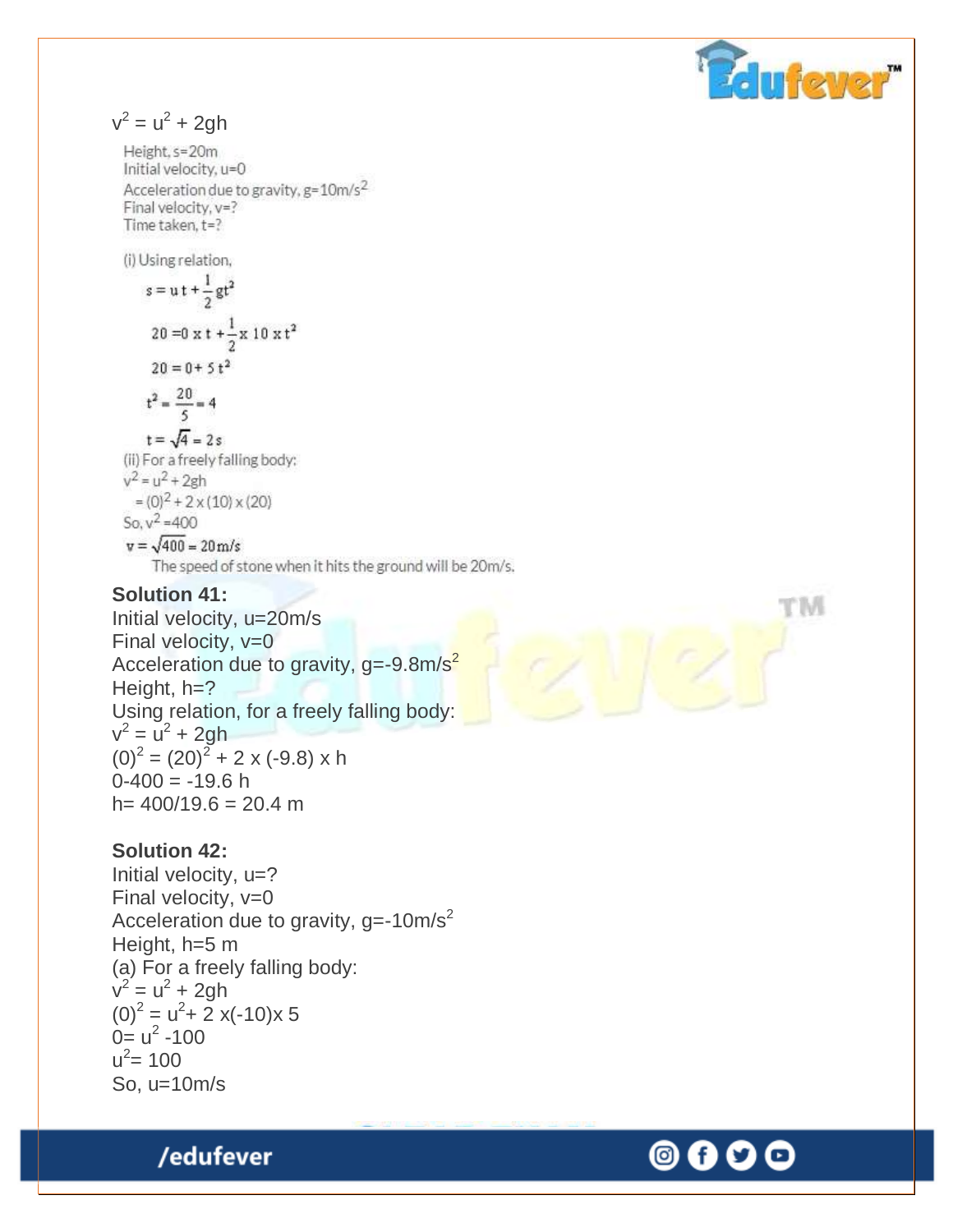$v^2 = u^2 + 2gh$

Height, s=20m
Initial velocity, u=0
Acceleration due to gravity, g=10m/s$^2$
Final velocity, v=?
Time taken, t=?

(i) Using relation,

$$s = ut + \frac{1}{2}gt^2$$

$$20 = 0 \times t + \frac{1}{2} \times 10 \times t^2$$

$$20 = 0 + 5t^2$$

$$t^2 = \frac{20}{5} = 4$$

$$t = \sqrt{4} = 2s$$

(ii) For a freely falling body:

$v^2 = u^2 + 2gh$

$= (0)^2 + 2 \times (10) \times (20)$

So, $v^2 = 400$

$v = \sqrt{400} = 20 m/s$

The speed of stone when it hits the ground will be 20m/s.

**Solution 41:**

Initial velocity, u=20m/s
Final velocity, v=0
Acceleration due to gravity, g=-9.8m/s$^2$
Height, h=?
Using relation, for a freely falling body:

$v^2 = u^2 + 2gh$

$(0)^2 = (20)^2 + 2 \times (-9.8) \times h$

$0-400 = -19.6\ h$

$h = 400/19.6 = 20.4$ m

**Solution 42:**

Initial velocity, u=?
Final velocity, v=0
Acceleration due to gravity, g=-10m/s$^2$
Height, h=5 m

(a) For a freely falling body:

$v^2 = u^2 + 2gh$

$(0)^2 = u^2 + 2 \times (-10) \times 5$

$0 = u^2 - 100$

$u^2 = 100$

So, u=10m/s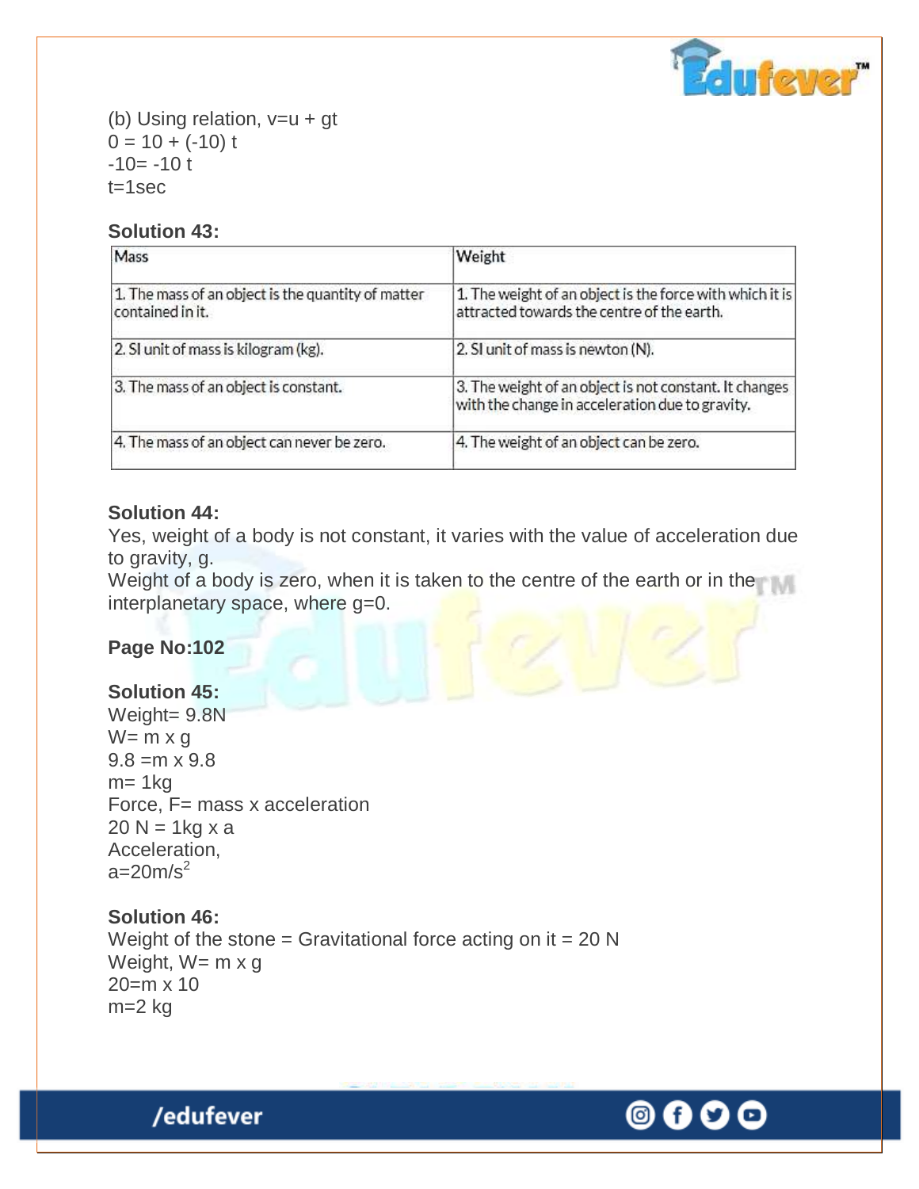(b) Using relation, $v=u + gt$

$0 = 10 + (-10)\ t$

$-10= -10\ t$

$t=1sec$

**Solution 43:**

| Mass | Weight |
|---|---|
| 1. The mass of an object is the quantity of matter contained in it. | 1. The weight of an object is the force with which it is attracted towards the centre of the earth. |
| 2. SI unit of mass is kilogram (kg). | 2. SI unit of mass is newton (N). |
| 3. The mass of an object is constant. | 3. The weight of an object is not constant. It changes with the change in acceleration due to gravity. |
| 4. The mass of an object can never be zero. | 4. The weight of an object can be zero. |

**Solution 44:**

Yes, weight of a body is not constant, it varies with the value of acceleration due to gravity, g.

Weight of a body is zero, when it is taken to the centre of the earth or in the interplanetary space, where g=0.

**Page No:102**

**Solution 45:**

Weight= 9.8N

$W= m \times g$

$9.8 =m \times 9.8$

$m= 1kg$

Force, F= mass x acceleration

$20\ N = 1kg \times a$

Acceleration,

$a=20m/s^2$

**Solution 46:**

Weight of the stone = Gravitational force acting on it = 20 N

Weight, $W= m \times g$

$20=m \times 10$

$m=2\ kg$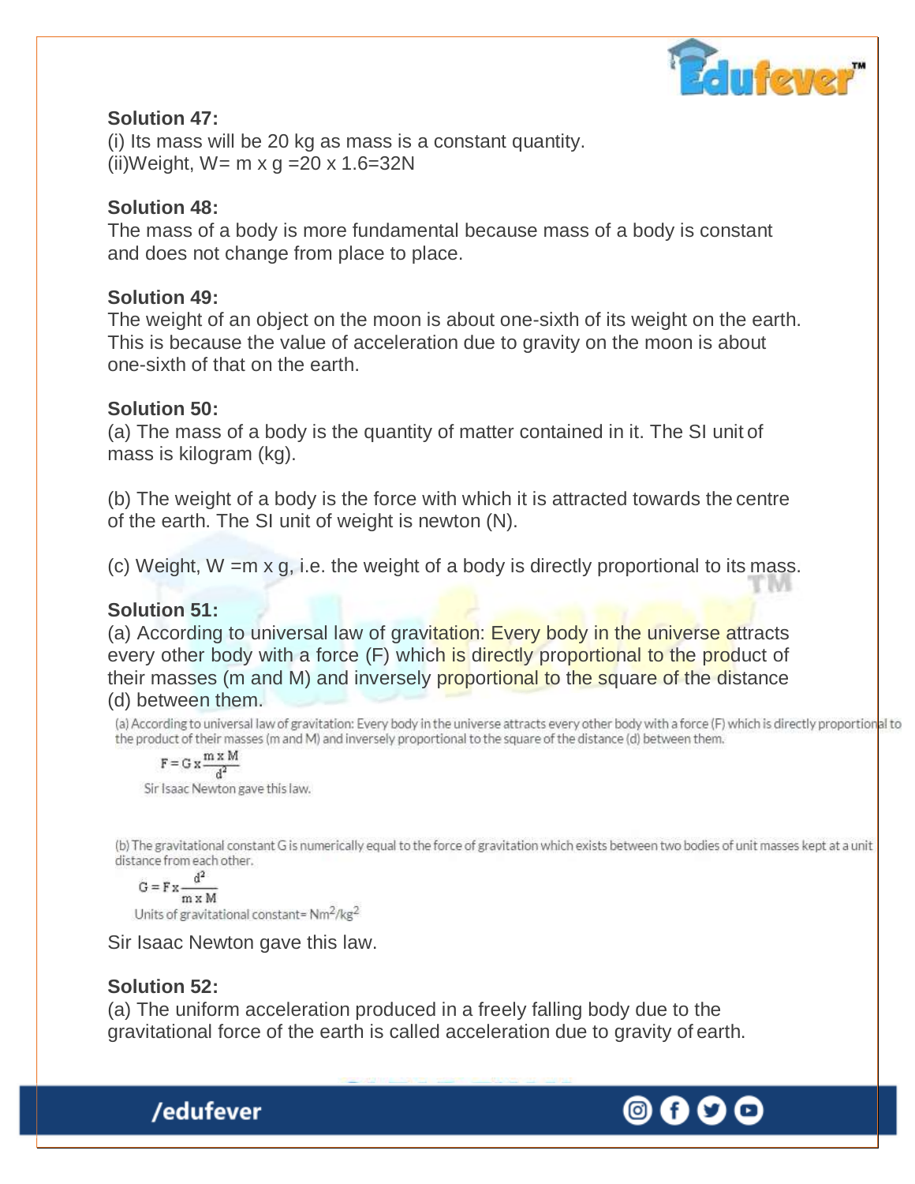**Solution 47:**

(i) Its mass will be 20 kg as mass is a constant quantity.

(ii)Weight, W= m x g =20 x 1.6=32N

**Solution 48:**

The mass of a body is more fundamental because mass of a body is constant and does not change from place to place.

**Solution 49:**

The weight of an object on the moon is about one-sixth of its weight on the earth. This is because the value of acceleration due to gravity on the moon is about one-sixth of that on the earth.

**Solution 50:**

(a) The mass of a body is the quantity of matter contained in it. The SI unit of mass is kilogram (kg).

(b) The weight of a body is the force with which it is attracted towards the centre of the earth. The SI unit of weight is newton (N).

(c) Weight, W =m x g, i.e. the weight of a body is directly proportional to its mass.

**Solution 51:**

(a) According to universal law of gravitation: Every body in the universe attracts every other body with a force (F) which is directly proportional to the product of their masses (m and M) and inversely proportional to the square of the distance (d) between them.

(a) According to universal law of gravitation: Every body in the universe attracts every other body with a force (F) which is directly proportional to the product of their masses (m and M) and inversely proportional to the square of the distance (d) between them.

$$F = G \times \frac{m \times M}{d^2}$$

Sir Isaac Newton gave this law.

(b) The gravitational constant G is numerically equal to the force of gravitation which exists between two bodies of unit masses kept at a unit distance from each other.

$$G = F \times \frac{d^2}{m \times M}$$

Units of gravitational constant= $Nm^2/kg^2$

Sir Isaac Newton gave this law.

**Solution 52:**

(a) The uniform acceleration produced in a freely falling body due to the gravitational force of the earth is called acceleration due to gravity of earth.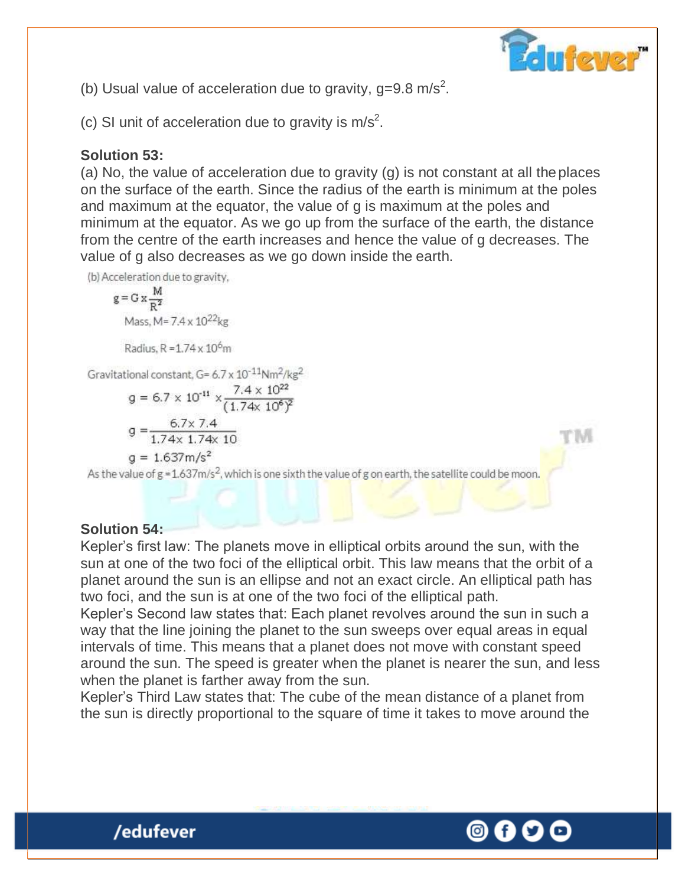(b) Usual value of acceleration due to gravity, $g = 9.8\ m/s^2$.

(c) SI unit of acceleration due to gravity is $m/s^2$.

**Solution 53:**

(a) No, the value of acceleration due to gravity (g) is not constant at all the places on the surface of the earth. Since the radius of the earth is minimum at the poles and maximum at the equator, the value of g is maximum at the poles and minimum at the equator. As we go up from the surface of the earth, the distance from the centre of the earth increases and hence the value of g decreases. The value of g also decreases as we go down inside the earth.

(b) Acceleration due to gravity,

$$g = G \times \frac{M}{R^2}$$

Mass, $M = 7.4 \times 10^{22} kg$

Radius, $R = 1.74 \times 10^6 m$

Gravitational constant, $G = 6.7 \times 10^{-11} Nm^2/kg^2$

$$g = 6.7 \times 10^{-11} \times \frac{7.4 \times 10^{22}}{(1.74 \times 10^6)^2}$$

$$g = \frac{6.7 \times 7.4}{1.74 \times 1.74 \times 10}$$

$$g = 1.637 m/s^2$$

As the value of $g = 1.637 m/s^2$, which is one sixth the value of g on earth, the satellite could be moon.

**Solution 54:**

Kepler's first law: The planets move in elliptical orbits around the sun, with the sun at one of the two foci of the elliptical orbit. This law means that the orbit of a planet around the sun is an ellipse and not an exact circle. An elliptical path has two foci, and the sun is at one of the two foci of the elliptical path.

Kepler's Second law states that: Each planet revolves around the sun in such a way that the line joining the planet to the sun sweeps over equal areas in equal intervals of time. This means that a planet does not move with constant speed around the sun. The speed is greater when the planet is nearer the sun, and less when the planet is farther away from the sun.

Kepler's Third Law states that: The cube of the mean distance of a planet from the sun is directly proportional to the square of time it takes to move around the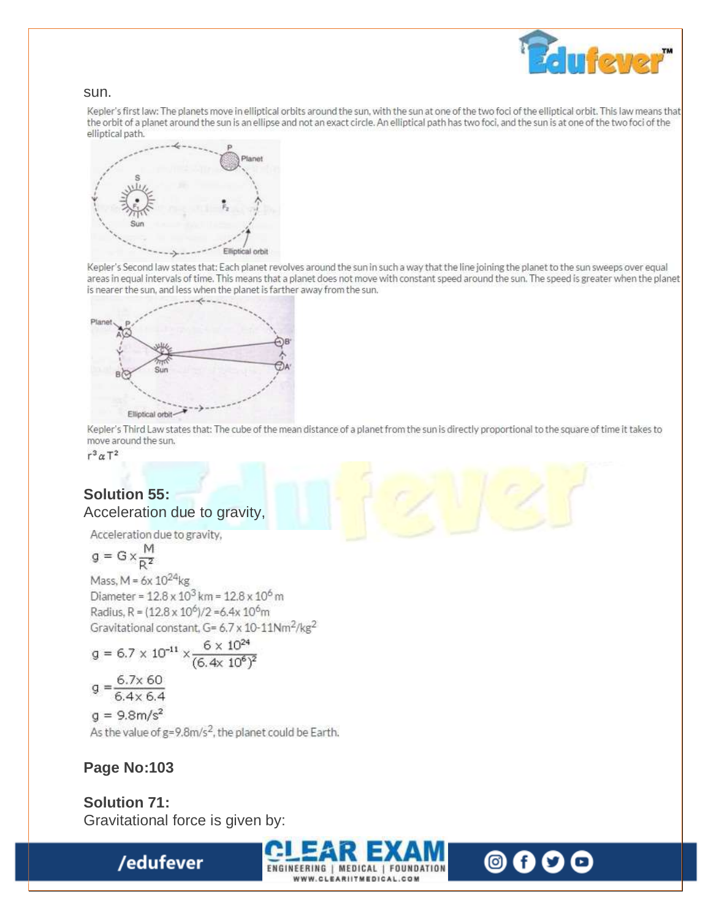sun.

Kepler's first law: The planets move in elliptical orbits around the sun, with the sun at one of the two foci of the elliptical orbit. This law means that the orbit of a planet around the sun is an ellipse and not an exact circle. An elliptical path has two foci, and the sun is at one of the two foci of the elliptical path.

P
Planet
S
$F_1$
$F_2$
Sun
Elliptical orbit

Kepler's Second law states that: Each planet revolves around the sun in such a way that the line joining the planet to the sun sweeps over equal areas in equal intervals of time. This means that a planet does not move with constant speed around the sun. The speed is greater when the planet is nearer the sun, and less when the planet is farther away from the sun.

Planet
P
A
B
Sun
B'
A'
Elliptical orbit

Kepler's Third Law states that: The cube of the mean distance of a planet from the sun is directly proportional to the square of time it takes to move around the sun.

$r^3 \alpha T^2$

**Solution 55:**

Acceleration due to gravity,

Acceleration due to gravity,

$$g = G \times \frac{M}{R^2}$$

Mass, M = $6 \times 10^{24}$ kg

Diameter = $12.8 \times 10^3$ km = $12.8 \times 10^6$ m

Radius, R = $(12.8 \times 10^6)/2 = 6.4 \times 10^6$ m

Gravitational constant, G= $6.7 \times 10^{-11}$ Nm$^2$/kg$^2$

$$g = 6.7 \times 10^{-11} \times \frac{6 \times 10^{24}}{(6.4 \times 10^6)^2}$$

$$g = \frac{6.7 \times 60}{6.4 \times 6.4}$$

$$g = 9.8 m/s^2$$

As the value of g=9.8m/s$^2$, the planet could be Earth.

**Page No:103**

**Solution 71:**

Gravitational force is given by: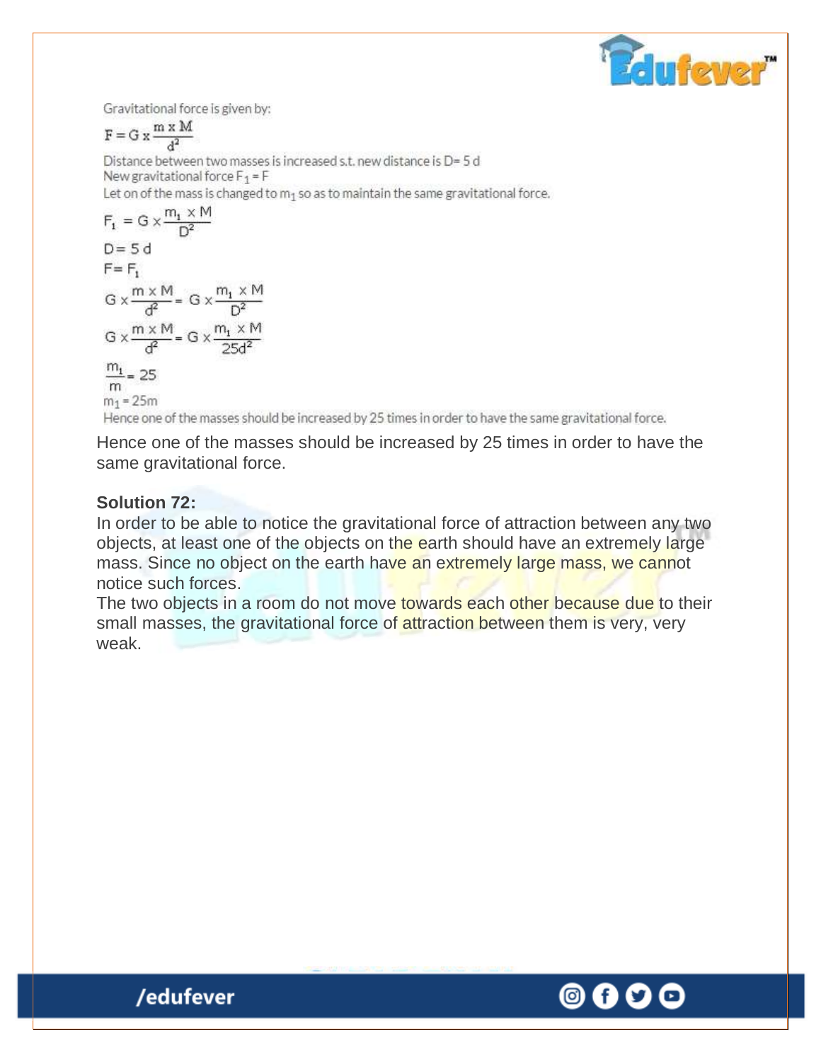Gravitational force is given by:

$$F = G \times \frac{m \times M}{d^2}$$

Distance between two masses is increased s.t. new distance is D= 5 d

New gravitational force $F_1 = F$

Let on of the mass is changed to $m_1$ so as to maintain the same gravitational force.

$$F_1 = G \times \frac{m_1 \times M}{D^2}$$

$$D = 5\,d$$

$$F = F_1$$

$$G \times \frac{m \times M}{d^2} = G \times \frac{m_1 \times M}{D^2}$$

$$G \times \frac{m \times M}{d^2} = G \times \frac{m_1 \times M}{25d^2}$$

$$\frac{m_1}{m} = 25$$

$$m_1 = 25m$$

Hence one of the masses should be increased by 25 times in order to have the same gravitational force.

Hence one of the masses should be increased by 25 times in order to have the same gravitational force.

**Solution 72:**

In order to be able to notice the gravitational force of attraction between any two objects, at least one of the objects on the earth should have an extremely large mass. Since no object on the earth have an extremely large mass, we cannot notice such forces.

The two objects in a room do not move towards each other because due to their small masses, the gravitational force of attraction between them is very, very weak.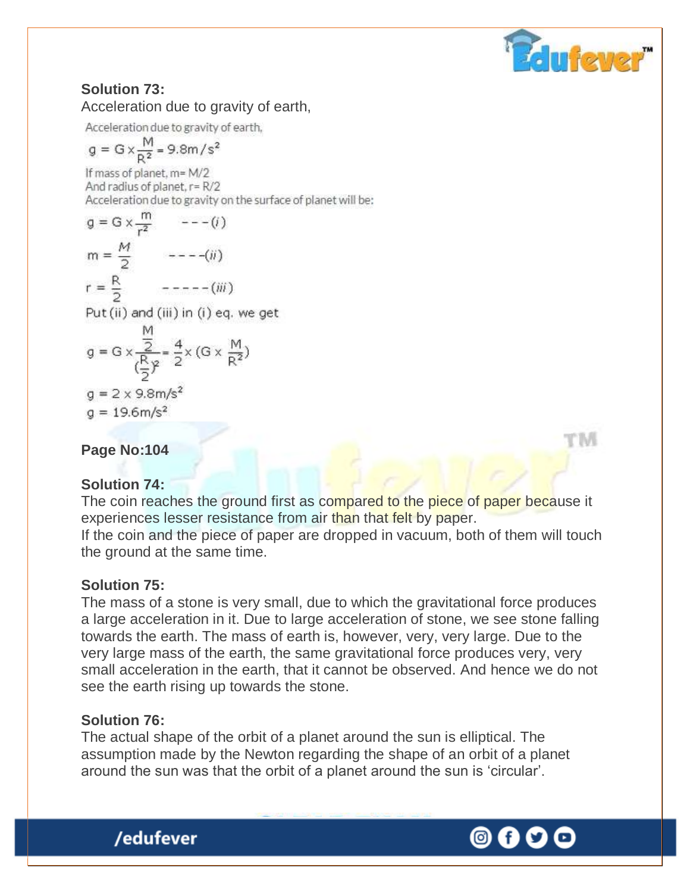**Solution 73:**

Acceleration due to gravity of earth,

Acceleration due to gravity of earth,

$$g = G \times \frac{M}{R^2} = 9.8 m/s^2$$

If mass of planet, m= M/2

And radius of planet, r= R/2

Acceleration due to gravity on the surface of planet will be:

$$g = G \times \frac{m}{r^2} \quad ---(i)$$

$$m = \frac{M}{2} \quad ----(ii)$$

$$r = \frac{R}{2} \quad -----(iii)$$

Put (ii) and (iii) in (i) eq. we get

$$g = G \times \frac{\frac{M}{2}}{(\frac{R}{2})^2} = \frac{4}{2} \times (G \times \frac{M}{R^2})$$

$$g = 2 \times 9.8 m/s^2$$

$$g = 19.6 m/s^2$$

**Page No:104**

**Solution 74:**

The coin reaches the ground first as compared to the piece of paper because it experiences lesser resistance from air than that felt by paper.

If the coin and the piece of paper are dropped in vacuum, both of them will touch the ground at the same time.

**Solution 75:**

The mass of a stone is very small, due to which the gravitational force produces a large acceleration in it. Due to large acceleration of stone, we see stone falling towards the earth. The mass of earth is, however, very, very large. Due to the very large mass of the earth, the same gravitational force produces very, very small acceleration in the earth, that it cannot be observed. And hence we do not see the earth rising up towards the stone.

**Solution 76:**

The actual shape of the orbit of a planet around the sun is elliptical. The assumption made by the Newton regarding the shape of an orbit of a planet around the sun was that the orbit of a planet around the sun is 'circular'.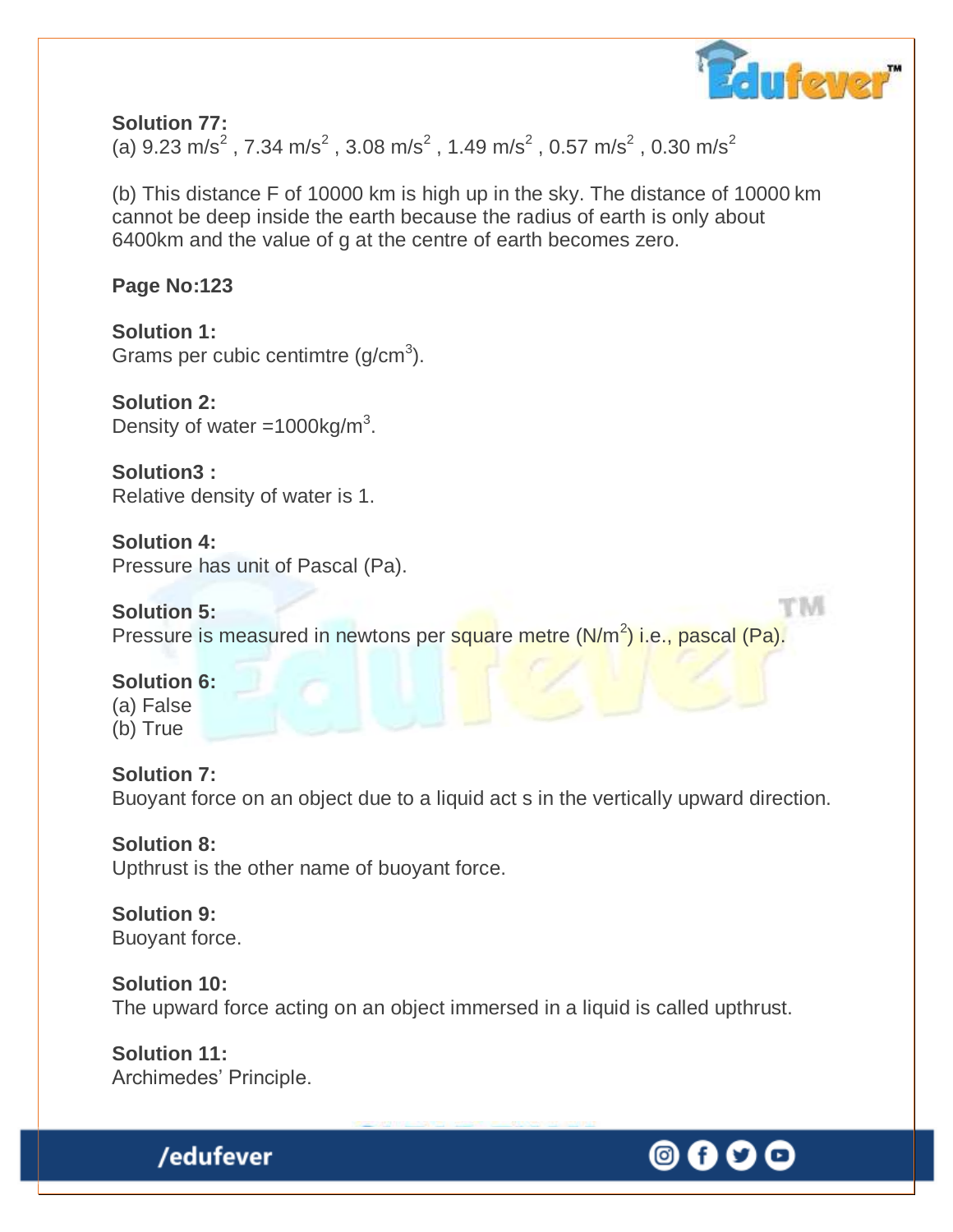**Solution 77:**
(a) 9.23 $m/s^2$ , 7.34 $m/s^2$ , 3.08 $m/s^2$ , 1.49 $m/s^2$ , 0.57 $m/s^2$ , 0.30 $m/s^2$

(b) This distance F of 10000 km is high up in the sky. The distance of 10000 km cannot be deep inside the earth because the radius of earth is only about 6400km and the value of g at the centre of earth becomes zero.

**Page No:123**

**Solution 1:**
Grams per cubic centimtre ($g/cm^3$).

**Solution 2:**
Density of water =1000$kg/m^3$.

**Solution3 :**
Relative density of water is 1.

**Solution 4:**
Pressure has unit of Pascal (Pa).

**Solution 5:**
Pressure is measured in newtons per square metre ($N/m^2$) i.e., pascal (Pa).

**Solution 6:**
(a) False
(b) True

**Solution 7:**
Buoyant force on an object due to a liquid act s in the vertically upward direction.

**Solution 8:**
Upthrust is the other name of buoyant force.

**Solution 9:**
Buoyant force.

**Solution 10:**
The upward force acting on an object immersed in a liquid is called upthrust.

**Solution 11:**
Archimedes' Principle.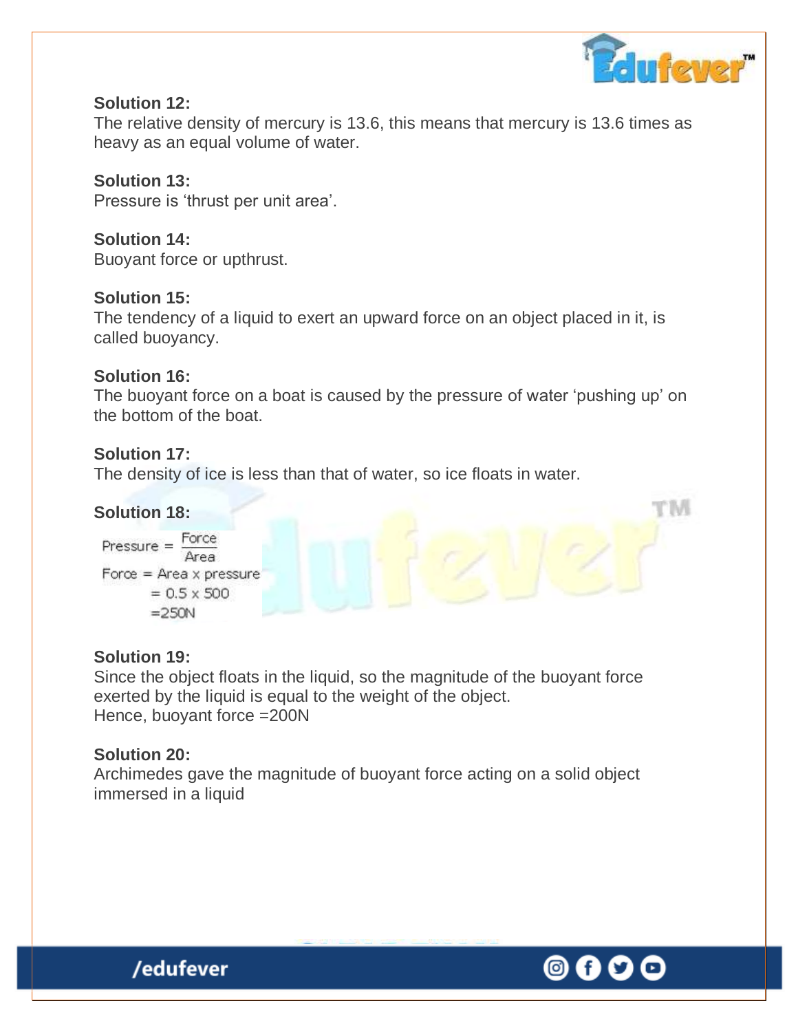**Solution 12:**
The relative density of mercury is 13.6, this means that mercury is 13.6 times as heavy as an equal volume of water.

**Solution 13:**
Pressure is 'thrust per unit area'.

**Solution 14:**
Buoyant force or upthrust.

**Solution 15:**
The tendency of a liquid to exert an upward force on an object placed in it, is called buoyancy.

**Solution 16:**
The buoyant force on a boat is caused by the pressure of water 'pushing up' on the bottom of the boat.

**Solution 17:**
The density of ice is less than that of water, so ice floats in water.

**Solution 18:**

$$\text{Pressure} = \frac{\text{Force}}{\text{Area}}$$

$$\text{Force} = \text{Area} \times \text{pressure}$$

$$= 0.5 \times 500$$

$$= 250\text{N}$$

**Solution 19:**
Since the object floats in the liquid, so the magnitude of the buoyant force exerted by the liquid is equal to the weight of the object.
Hence, buoyant force =200N

**Solution 20:**
Archimedes gave the magnitude of buoyant force acting on a solid object immersed in a liquid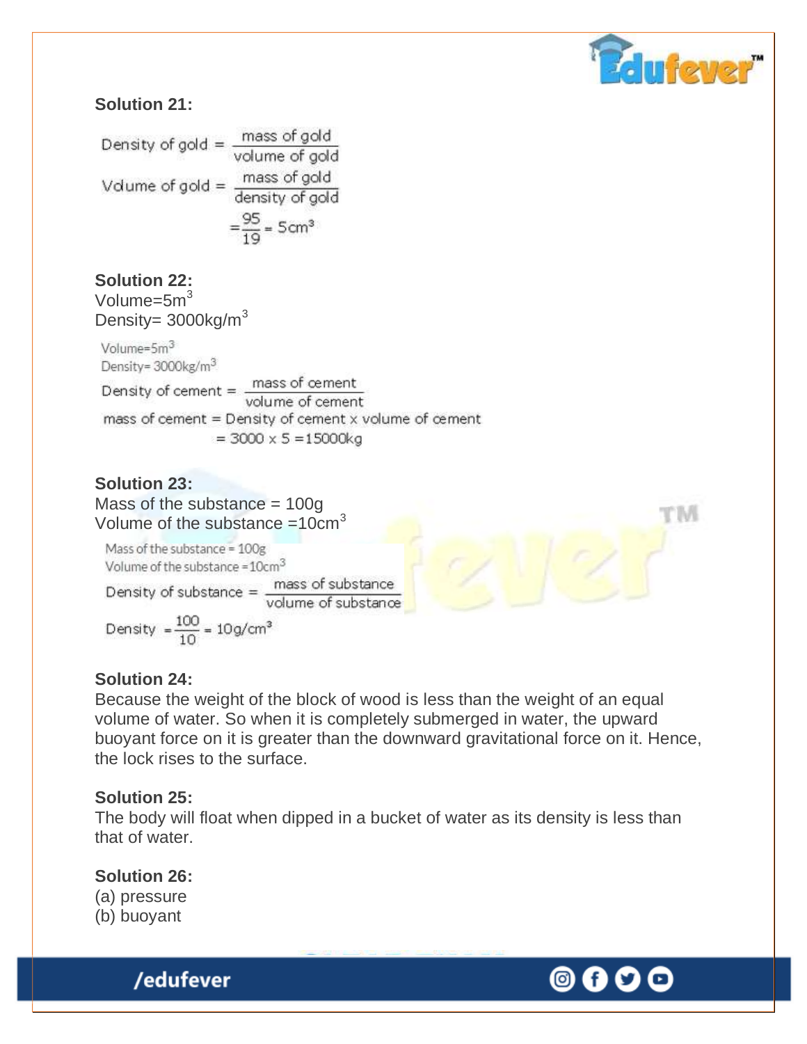**Solution 21:**

$$\text{Density of gold} = \frac{\text{mass of gold}}{\text{volume of gold}}$$

$$\text{Vdume of gold} = \frac{\text{mass of gold}}{\text{density of gold}}$$

$$= \frac{95}{19} = 5\text{cm}^3$$

**Solution 22:**
Volume=$5m^3$
Density= $3000kg/m^3$

Volume=$5m^3$
Density= $3000kg/m^3$

$$\text{Density of cement} = \frac{\text{mass of cement}}{\text{volume of cement}}$$

$$\text{mass of cement} = \text{Density of cement} \times \text{volume of cement}$$

$$= 3000 \times 5 = 15000\text{kg}$$

**Solution 23:**
Mass of the substance = 100g
Volume of the substance =$10cm^3$

Mass of the substance = 100g
Volume of the substance =$10cm^3$

$$\text{Density of substance} = \frac{\text{mass of substance}}{\text{volume of substance}}$$

$$\text{Density} = \frac{100}{10} = 10\text{g/cm}^3$$

**Solution 24:**
Because the weight of the block of wood is less than the weight of an equal volume of water. So when it is completely submerged in water, the upward buoyant force on it is greater than the downward gravitational force on it. Hence, the lock rises to the surface.

**Solution 25:**
The body will float when dipped in a bucket of water as its density is less than that of water.

**Solution 26:**
(a) pressure
(b) buoyant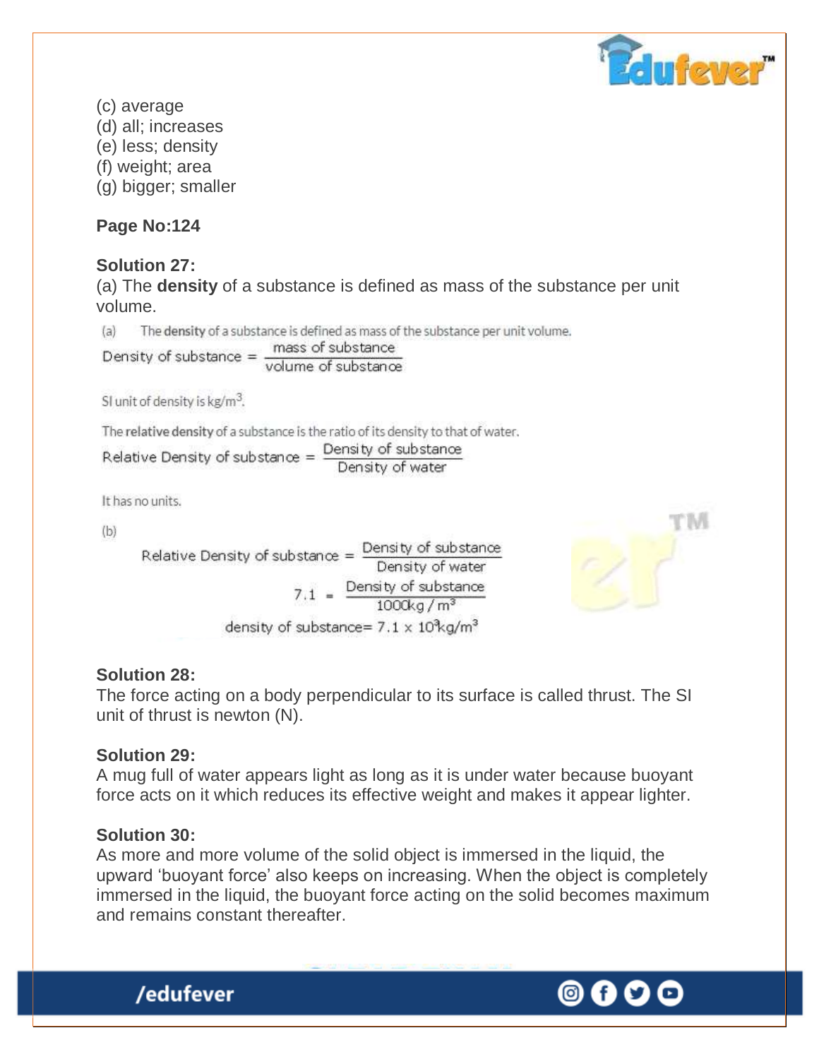(c) average
(d) all; increases
(e) less; density
(f) weight; area
(g) bigger; smaller

**Page No:124**

**Solution 27:**

(a) The **density** of a substance is defined as mass of the substance per unit volume.

(a) The **density** of a substance is defined as mass of the substance per unit volume.

$$\text{Density of substance} = \frac{\text{mass of substance}}{\text{volume of substance}}$$

SI unit of density is $kg/m^3$.

The **relative density** of a substance is the ratio of its density to that of water.

$$\text{Relative Density of substance} = \frac{\text{Density of substance}}{\text{Density of water}}$$

It has no units.

(b)

$$\text{Relative Density of substance} = \frac{\text{Density of substance}}{\text{Density of water}}$$

$$7.1 = \frac{\text{Density of substance}}{1000 kg/m^3}$$

$$\text{density of substance} = 7.1 \times 10^3 kg/m^3$$

**Solution 28:**

The force acting on a body perpendicular to its surface is called thrust. The SI unit of thrust is newton (N).

**Solution 29:**

A mug full of water appears light as long as it is under water because buoyant force acts on it which reduces its effective weight and makes it appear lighter.

**Solution 30:**

As more and more volume of the solid object is immersed in the liquid, the upward 'buoyant force' also keeps on increasing. When the object is completely immersed in the liquid, the buoyant force acting on the solid becomes maximum and remains constant thereafter.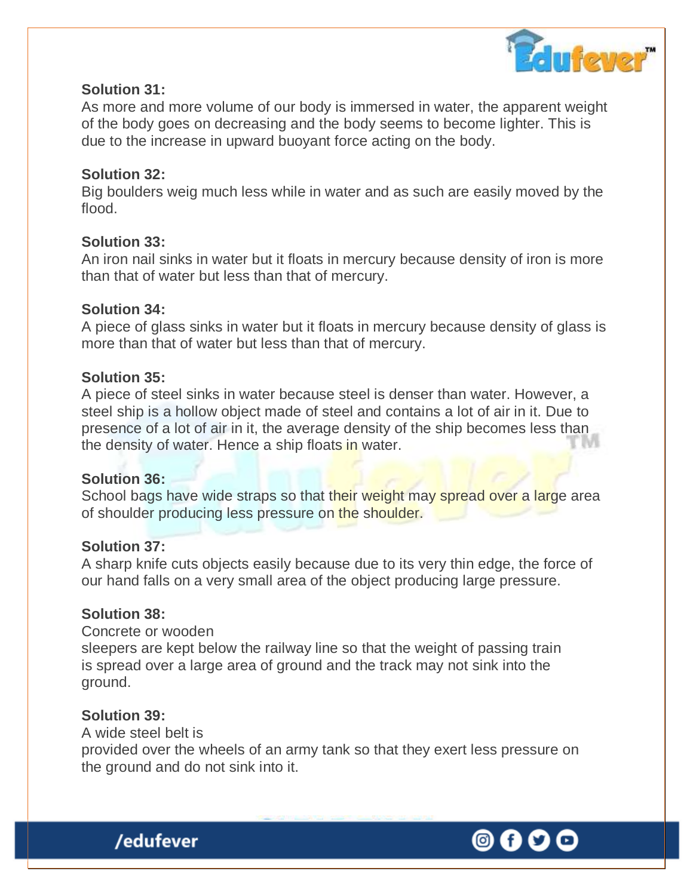**Solution 31:**
As more and more volume of our body is immersed in water, the apparent weight of the body goes on decreasing and the body seems to become lighter. This is due to the increase in upward buoyant force acting on the body.

**Solution 32:**
Big boulders weig much less while in water and as such are easily moved by the flood.

**Solution 33:**
An iron nail sinks in water but it floats in mercury because density of iron is more than that of water but less than that of mercury.

**Solution 34:**
A piece of glass sinks in water but it floats in mercury because density of glass is more than that of water but less than that of mercury.

**Solution 35:**
A piece of steel sinks in water because steel is denser than water. However, a steel ship is a hollow object made of steel and contains a lot of air in it. Due to presence of a lot of air in it, the average density of the ship becomes less than the density of water. Hence a ship floats in water.

**Solution 36:**
School bags have wide straps so that their weight may spread over a large area of shoulder producing less pressure on the shoulder.

**Solution 37:**
A sharp knife cuts objects easily because due to its very thin edge, the force of our hand falls on a very small area of the object producing large pressure.

**Solution 38:**
Concrete or wooden
sleepers are kept below the railway line so that the weight of passing train is spread over a large area of ground and the track may not sink into the ground.

**Solution 39:**
A wide steel belt is
provided over the wheels of an army tank so that they exert less pressure on the ground and do not sink into it.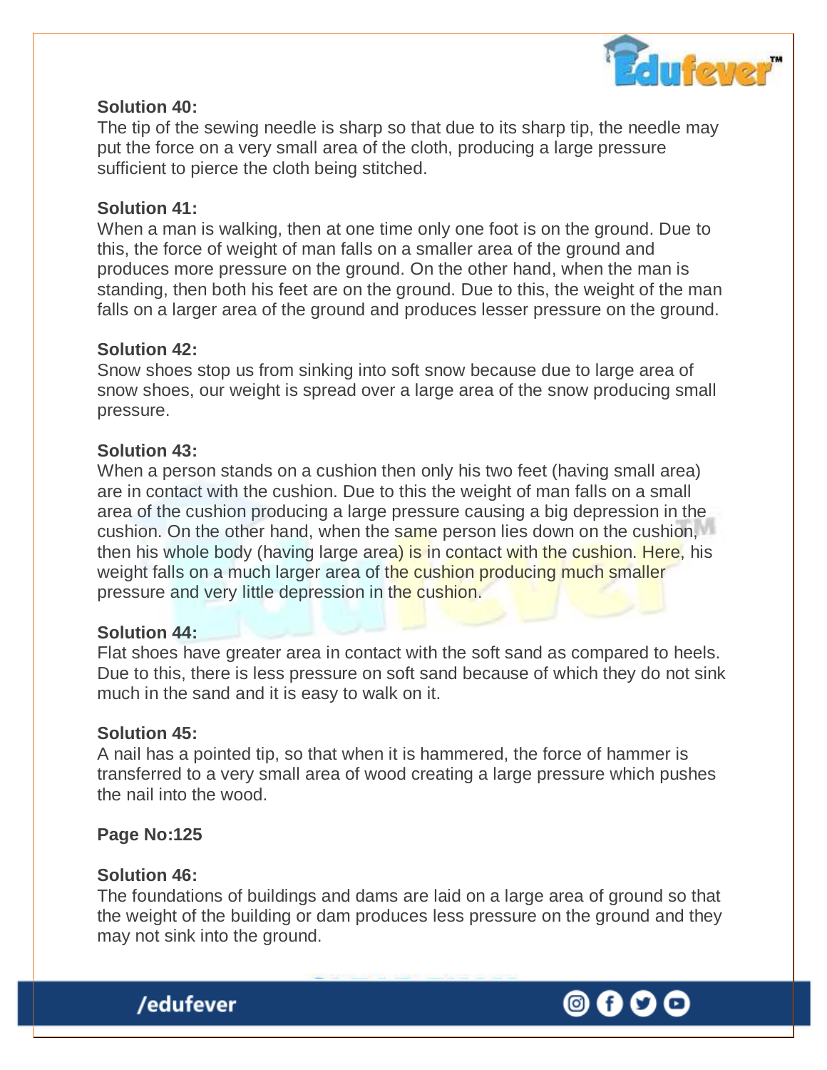**Solution 40:**
The tip of the sewing needle is sharp so that due to its sharp tip, the needle may put the force on a very small area of the cloth, producing a large pressure sufficient to pierce the cloth being stitched.

**Solution 41:**
When a man is walking, then at one time only one foot is on the ground. Due to this, the force of weight of man falls on a smaller area of the ground and produces more pressure on the ground. On the other hand, when the man is standing, then both his feet are on the ground. Due to this, the weight of the man falls on a larger area of the ground and produces lesser pressure on the ground.

**Solution 42:**
Snow shoes stop us from sinking into soft snow because due to large area of snow shoes, our weight is spread over a large area of the snow producing small pressure.

**Solution 43:**
When a person stands on a cushion then only his two feet (having small area) are in contact with the cushion. Due to this the weight of man falls on a small area of the cushion producing a large pressure causing a big depression in the cushion. On the other hand, when the same person lies down on the cushion, then his whole body (having large area) is in contact with the cushion. Here, his weight falls on a much larger area of the cushion producing much smaller pressure and very little depression in the cushion.

**Solution 44:**
Flat shoes have greater area in contact with the soft sand as compared to heels. Due to this, there is less pressure on soft sand because of which they do not sink much in the sand and it is easy to walk on it.

**Solution 45:**
A nail has a pointed tip, so that when it is hammered, the force of hammer is transferred to a very small area of wood creating a large pressure which pushes the nail into the wood.

**Page No:125**

**Solution 46:**
The foundations of buildings and dams are laid on a large area of ground so that the weight of the building or dam produces less pressure on the ground and they may not sink into the ground.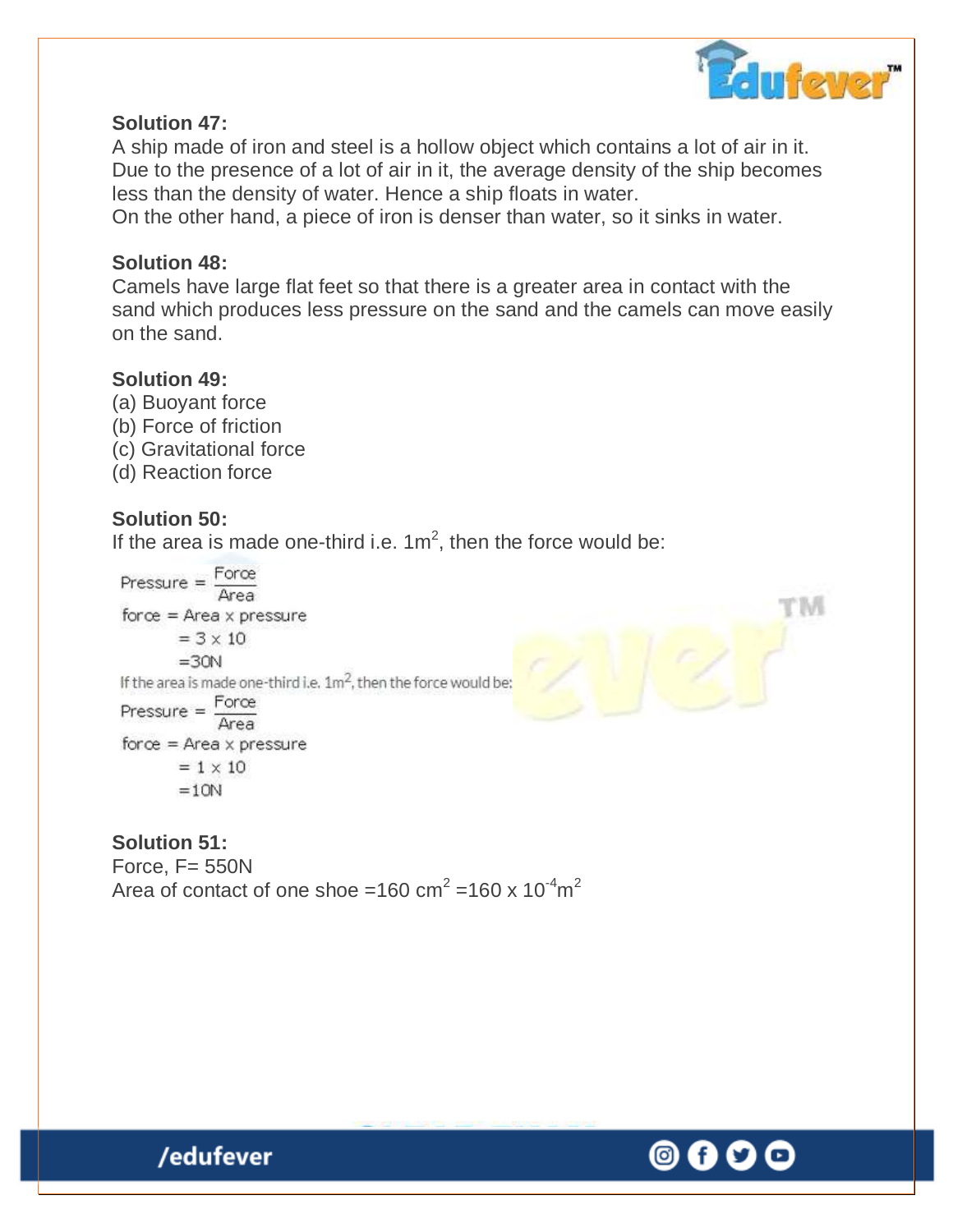**Solution 47:**

A ship made of iron and steel is a hollow object which contains a lot of air in it. Due to the presence of a lot of air in it, the average density of the ship becomes less than the density of water. Hence a ship floats in water.

On the other hand, a piece of iron is denser than water, so it sinks in water.

**Solution 48:**

Camels have large flat feet so that there is a greater area in contact with the sand which produces less pressure on the sand and the camels can move easily on the sand.

**Solution 49:**

(a) Buoyant force

(b) Force of friction

(c) Gravitational force

(d) Reaction force

**Solution 50:**

If the area is made one-third i.e. $1m^2$, then the force would be:

$$\text{Pressure} = \frac{\text{Force}}{\text{Area}}$$

$$\text{force} = \text{Area} \times \text{pressure}$$
$$= 3 \times 10$$
$$= 30N$$

If the area is made one-third i.e. $1m^2$, then the force would be:

$$\text{Pressure} = \frac{\text{Force}}{\text{Area}}$$

$$\text{force} = \text{Area} \times \text{pressure}$$
$$= 1 \times 10$$
$$= 10N$$

**Solution 51:**

Force, F= 550N

Area of contact of one shoe =160 $cm^2$ =160 x $10^{-4}m^2$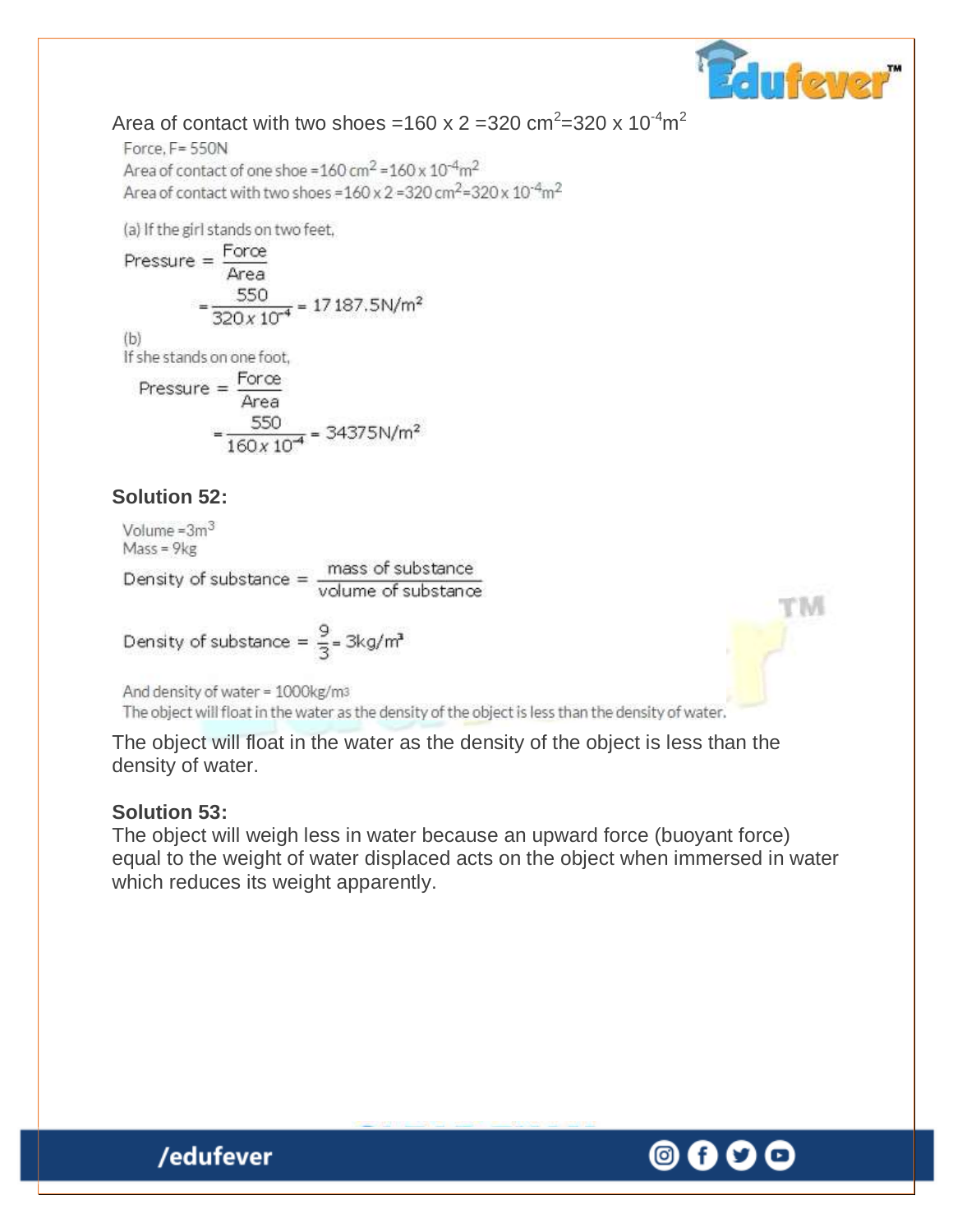Area of contact with two shoes $=160 \times 2 = 320\ cm^2 = 320 \times 10^{-4} m^2$

Force, F = 550N

Area of contact of one shoe $= 160\ cm^2 = 160 \times 10^{-4} m^2$

Area of contact with two shoes $= 160 \times 2 = 320\ cm^2 = 320 \times 10^{-4} m^2$

(a) If the girl stands on two feet,

$$\text{Pressure} = \frac{\text{Force}}{\text{Area}}$$

$$= \frac{550}{320 \times 10^{-4}} = 17187.5 N/m^2$$

(b)

If she stands on one foot,

$$\text{Pressure} = \frac{\text{Force}}{\text{Area}}$$

$$= \frac{550}{160 \times 10^{-4}} = 34375 N/m^2$$

**Solution 52:**

Volume $= 3m^3$

Mass = 9kg

$$\text{Density of substance} = \frac{\text{mass of substance}}{\text{volume of substance}}$$

$$\text{Density of substance} = \frac{9}{3} = 3 kg/m^3$$

And density of water = 1000kg/m3

The object will float in the water as the density of the object is less than the density of water.

The object will float in the water as the density of the object is less than the density of water.

**Solution 53:**

The object will weigh less in water because an upward force (buoyant force) equal to the weight of water displaced acts on the object when immersed in water which reduces its weight apparently.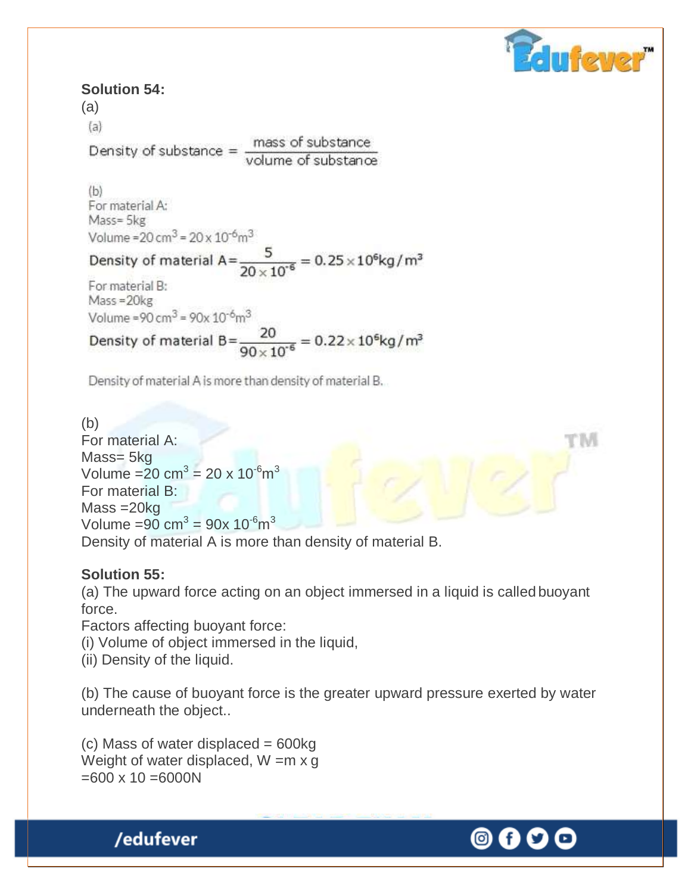**Solution 54:**

(a)

(a)

$$\text{Density of substance} = \frac{\text{mass of substance}}{\text{volume of substance}}$$

(b)

For material A:

Mass= 5kg

Volume =20 cm$^3$ = 20 x 10$^{-6}$m$^3$

$$\text{Density of material A} = \frac{5}{20 \times 10^{-6}} = 0.25 \times 10^6 \text{kg/m}^3$$

For material B:

Mass =20kg

Volume =90 cm$^3$ = 90x 10$^{-6}$m$^3$

$$\text{Density of material B} = \frac{20}{90 \times 10^{-6}} = 0.22 \times 10^6 \text{kg/m}^3$$

Density of material A is more than density of material B.

(b)

For material A:

Mass= 5kg

Volume =20 cm$^3$ = 20 x 10$^{-6}$m$^3$

For material B:

Mass =20kg

Volume =90 cm$^3$ = 90x 10$^{-6}$m$^3$

Density of material A is more than density of material B.

**Solution 55:**

(a) The upward force acting on an object immersed in a liquid is called buoyant force.

Factors affecting buoyant force:

(i) Volume of object immersed in the liquid,

(ii) Density of the liquid.

(b) The cause of buoyant force is the greater upward pressure exerted by water underneath the object..

(c) Mass of water displaced = 600kg

Weight of water displaced, W =m x g

=600 x 10 =6000N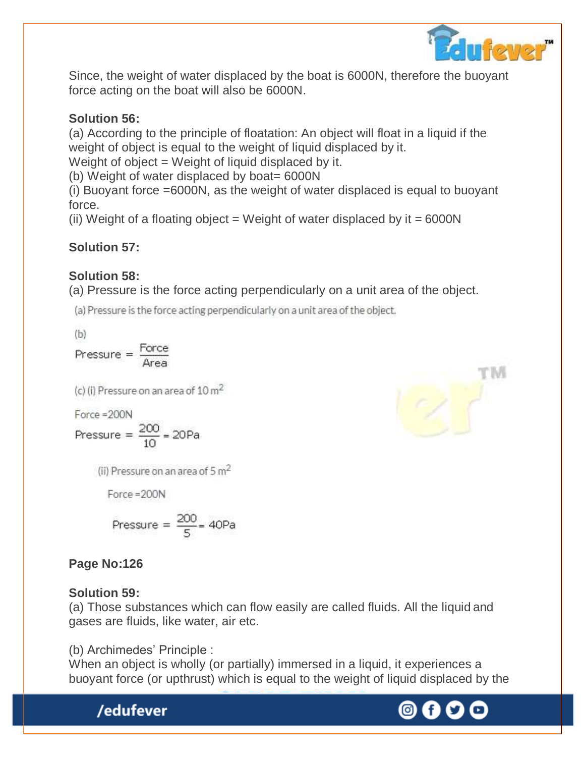Since, the weight of water displaced by the boat is 6000N, therefore the buoyant force acting on the boat will also be 6000N.

**Solution 56:**

(a) According to the principle of floatation: An object will float in a liquid if the weight of object is equal to the weight of liquid displaced by it.

Weight of object = Weight of liquid displaced by it.

(b) Weight of water displaced by boat= 6000N

(i) Buoyant force =6000N, as the weight of water displaced is equal to buoyant force.

(ii) Weight of a floating object = Weight of water displaced by it = 6000N

**Solution 57:**

**Solution 58:**

(a) Pressure is the force acting perpendicularly on a unit area of the object.

(a) Pressure is the force acting perpendicularly on a unit area of the object.

(b)

$$\text{Pressure} = \frac{\text{Force}}{\text{Area}}$$

(c) (i) Pressure on an area of 10 $m^2$

Force =200N

$$\text{Pressure} = \frac{200}{10} = 20\text{Pa}$$

(ii) Pressure on an area of 5 $m^2$

Force =200N

$$\text{Pressure} = \frac{200}{5} = 40\text{Pa}$$

**Page No:126**

**Solution 59:**

(a) Those substances which can flow easily are called fluids. All the liquid and gases are fluids, like water, air etc.

(b) Archimedes' Principle :

When an object is wholly (or partially) immersed in a liquid, it experiences a buoyant force (or upthrust) which is equal to the weight of liquid displaced by the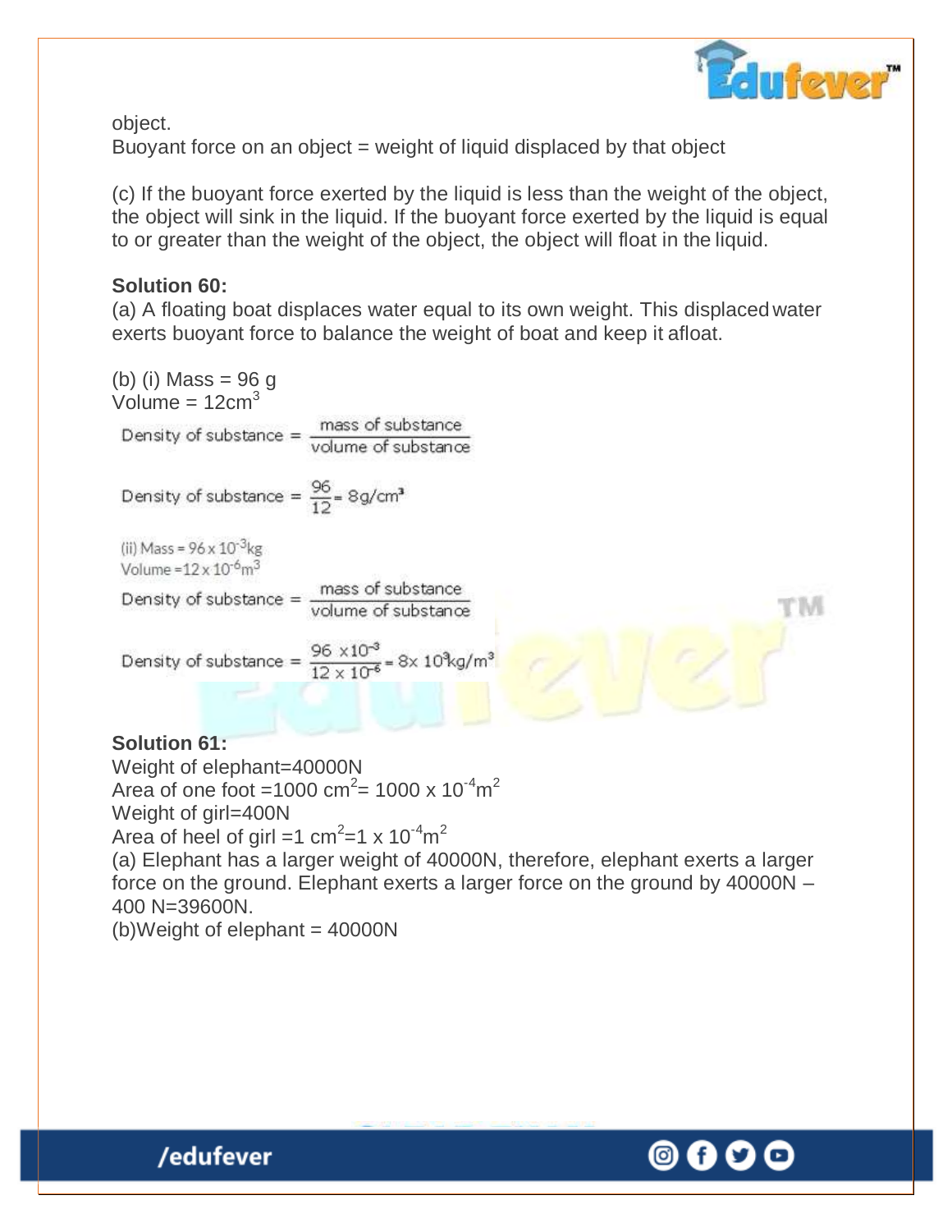object.

Buoyant force on an object = weight of liquid displaced by that object

(c) If the buoyant force exerted by the liquid is less than the weight of the object, the object will sink in the liquid. If the buoyant force exerted by the liquid is equal to or greater than the weight of the object, the object will float in the liquid.

**Solution 60:**

(a) A floating boat displaces water equal to its own weight. This displaced water exerts buoyant force to balance the weight of boat and keep it afloat.

(b) (i) Mass = 96 g

Volume = $12 cm^3$

$$\text{Density of substance} = \frac{\text{mass of substance}}{\text{volume of substance}}$$

$$\text{Density of substance} = \frac{96}{12} = 8 g/cm^3$$

(ii) Mass = $96 \times 10^{-3}$ kg

Volume = $12 \times 10^{-6} m^3$

$$\text{Density of substance} = \frac{\text{mass of substance}}{\text{volume of substance}}$$

$$\text{Density of substance} = \frac{96 \times 10^{-3}}{12 \times 10^{-6}} = 8 \times 10^3 kg/m^3$$

**Solution 61:**

Weight of elephant=40000N

Area of one foot =$1000 cm^2 = 1000 \times 10^{-4} m^2$

Weight of girl=400N

Area of heel of girl =$1 cm^2 = 1 \times 10^{-4} m^2$

(a) Elephant has a larger weight of 40000N, therefore, elephant exerts a larger force on the ground. Elephant exerts a larger force on the ground by 40000N – 400 N=39600N.

(b)Weight of elephant = 40000N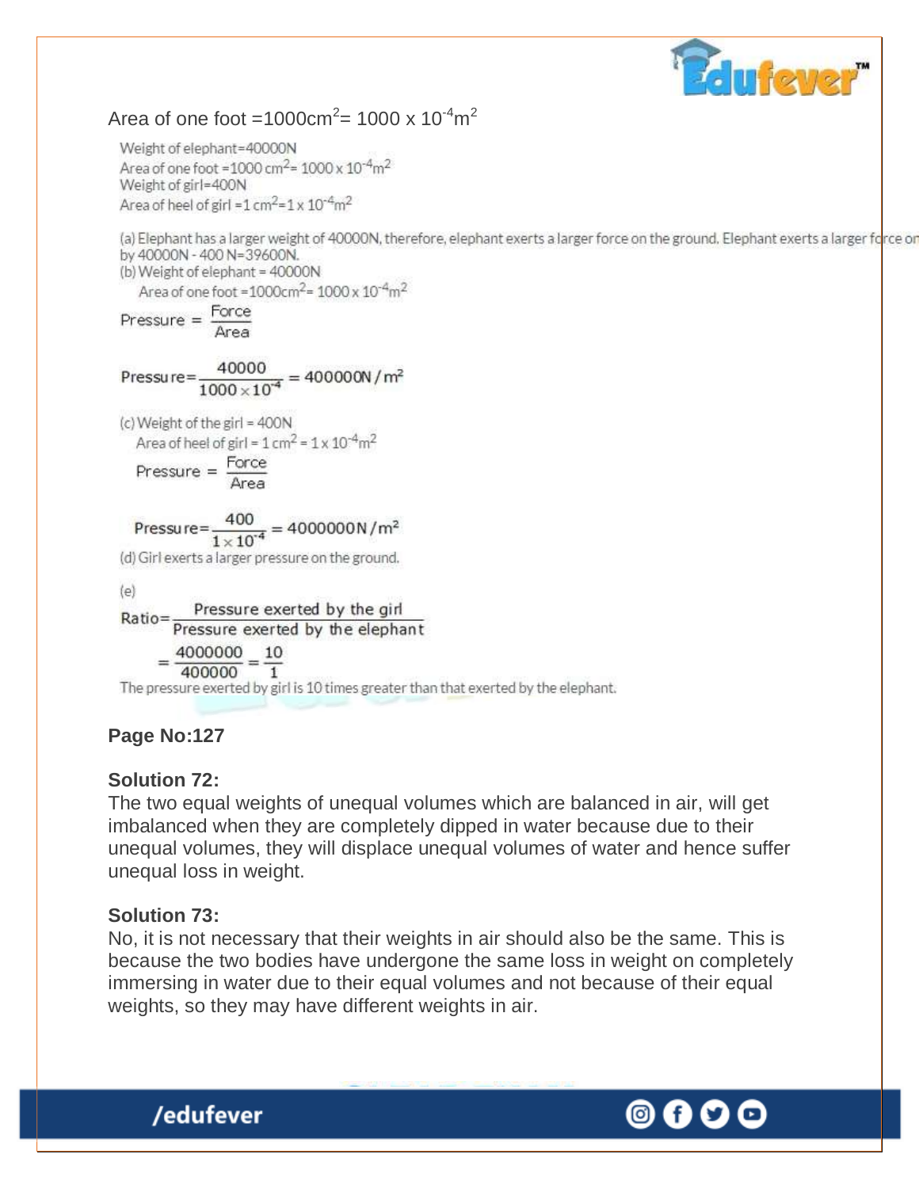Area of one foot $= 1000 cm^2 = 1000 \times 10^{-4} m^2$

Weight of elephant=40000N
Area of one foot $= 1000 cm^2 = 1000 \times 10^{-4} m^2$
Weight of girl=400N
Area of heel of girl $= 1 cm^2 = 1 \times 10^{-4} m^2$

(a) Elephant has a larger weight of 40000N, therefore, elephant exerts a larger force on the ground. Elephant exerts a larger force on by 40000N - 400 N=39600N.

(b) Weight of elephant = 40000N
Area of one foot $= 1000 cm^2 = 1000 \times 10^{-4} m^2$

$$\text{Pressure} = \frac{\text{Force}}{\text{Area}}$$

$$\text{Pressure} = \frac{40000}{1000 \times 10^{-4}} = 400000 N/m^2$$

(c) Weight of the girl = 400N
Area of heel of girl $= 1 cm^2 = 1 \times 10^{-4} m^2$

$$\text{Pressure} = \frac{\text{Force}}{\text{Area}}$$

$$\text{Pressure} = \frac{400}{1 \times 10^{-4}} = 4000000 N/m^2$$

(d) Girl exerts a larger pressure on the ground.

(e)

$$\text{Ratio} = \frac{\text{Pressure exerted by the girl}}{\text{Pressure exerted by the elephant}}$$

$$= \frac{4000000}{400000} = \frac{10}{1}$$

The pressure exerted by girl is 10 times greater than that exerted by the elephant.

**Page No:127**

**Solution 72:**
The two equal weights of unequal volumes which are balanced in air, will get imbalanced when they are completely dipped in water because due to their unequal volumes, they will displace unequal volumes of water and hence suffer unequal loss in weight.

**Solution 73:**
No, it is not necessary that their weights in air should also be the same. This is because the two bodies have undergone the same loss in weight on completely immersing in water due to their equal volumes and not because of their equal weights, so they may have different weights in air.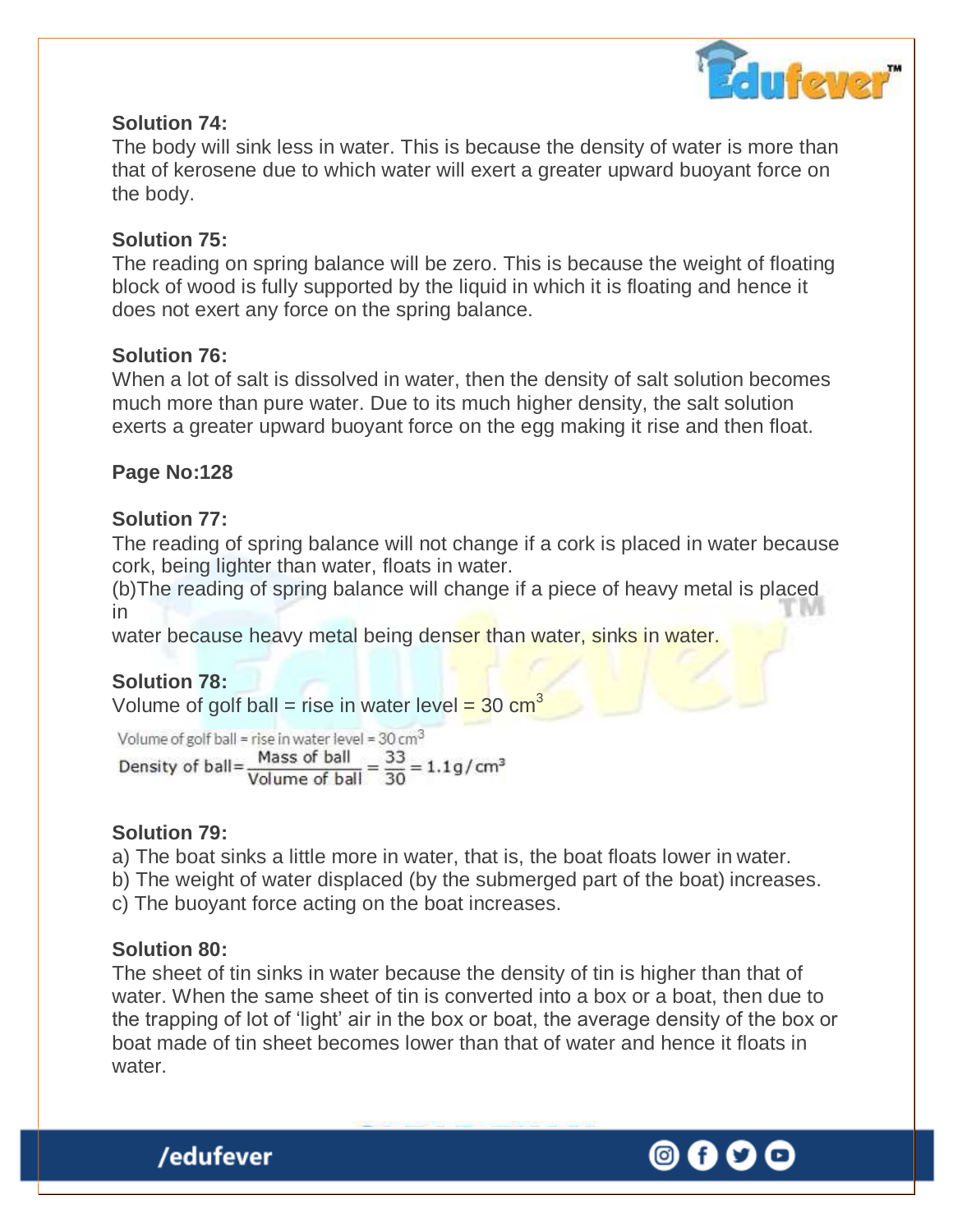**Solution 74:**
The body will sink less in water. This is because the density of water is more than that of kerosene due to which water will exert a greater upward buoyant force on the body.

**Solution 75:**
The reading on spring balance will be zero. This is because the weight of floating block of wood is fully supported by the liquid in which it is floating and hence it does not exert any force on the spring balance.

**Solution 76:**
When a lot of salt is dissolved in water, then the density of salt solution becomes much more than pure water. Due to its much higher density, the salt solution exerts a greater upward buoyant force on the egg making it rise and then float.

**Page No:128**

**Solution 77:**
The reading of spring balance will not change if a cork is placed in water because cork, being lighter than water, floats in water.
(b)The reading of spring balance will change if a piece of heavy metal is placed in
water because heavy metal being denser than water, sinks in water.

**Solution 78:**
Volume of golf ball = rise in water level = 30 $cm^3$

Volume of golf ball = rise in water level = 30 $cm^3$

$$\text{Density of ball} = \frac{\text{Mass of ball}}{\text{Volume of ball}} = \frac{33}{30} = 1.1 g/cm^3$$

**Solution 79:**
a) The boat sinks a little more in water, that is, the boat floats lower in water.
b) The weight of water displaced (by the submerged part of the boat) increases.
c) The buoyant force acting on the boat increases.

**Solution 80:**
The sheet of tin sinks in water because the density of tin is higher than that of water. When the same sheet of tin is converted into a box or a boat, then due to the trapping of lot of 'light' air in the box or boat, the average density of the box or boat made of tin sheet becomes lower than that of water and hence it floats in water.